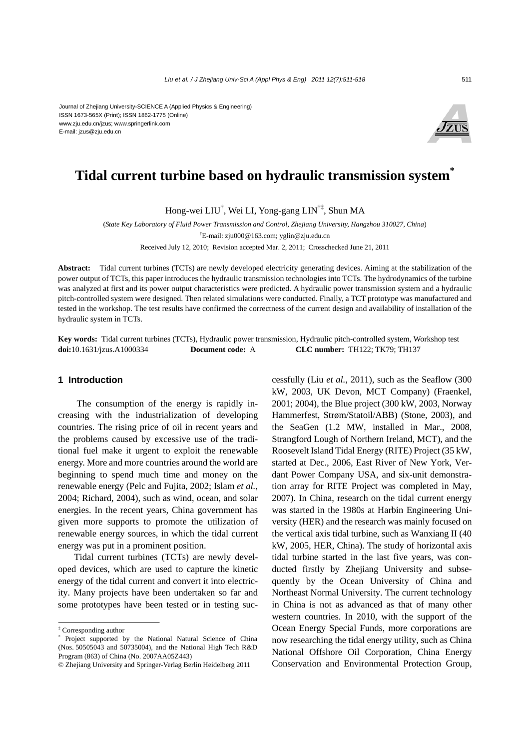Journal of Zhejiang University-SCIENCE A (Applied Physics & Engineering)
ISSN 1673-565X (Print); ISSN 1862-1775 (Online)
www.zju.edu.cn/jzus; www.springerlink.com
E-mail: jzus@zju.edu.cn

# Tidal current turbine based on hydraulic transmission system*

Hong-wei LIU†, Wei LI, Yong-gang LIN†‡, Shun MA

(*State Key Laboratory of Fluid Power Transmission and Control, Zhejiang University, Hangzhou 310027, China*)

†E-mail: zju000@163.com; yglin@zju.edu.cn

Received July 12, 2010; Revision accepted Mar. 2, 2011; Crosschecked June 21, 2011

**Abstract:** Tidal current turbines (TCTs) are newly developed electricity generating devices. Aiming at the stabilization of the power output of TCTs, this paper introduces the hydraulic transmission technologies into TCTs. The hydrodynamics of the turbine was analyzed at first and its power output characteristics were predicted. A hydraulic power transmission system and a hydraulic pitch-controlled system were designed. Then related simulations were conducted. Finally, a TCT prototype was manufactured and tested in the workshop. The test results have confirmed the correctness of the current design and availability of installation of the hydraulic system in TCTs.

**Key words:** Tidal current turbines (TCTs), Hydraulic power transmission, Hydraulic pitch-controlled system, Workshop test
**doi:**10.1631/jzus.A1000334 **Document code:** A **CLC number:** TH122; TK79; TH137

## 1 Introduction

The consumption of the energy is rapidly increasing with the industrialization of developing countries. The rising price of oil in recent years and the problems caused by excessive use of the traditional fuel make it urgent to exploit the renewable energy. More and more countries around the world are beginning to spend much time and money on the renewable energy (Pelc and Fujita, 2002; Islam *et al.*, 2004; Richard, 2004), such as wind, ocean, and solar energies. In the recent years, China government has given more supports to promote the utilization of renewable energy sources, in which the tidal current energy was put in a prominent position.

Tidal current turbines (TCTs) are newly developed devices, which are used to capture the kinetic energy of the tidal current and convert it into electricity. Many projects have been undertaken so far and some prototypes have been tested or in testing successfully (Liu *et al.*, 2011), such as the Seaflow (300 kW, 2003, UK Devon, MCT Company) (Fraenkel, 2001; 2004), the Blue project (300 kW, 2003, Norway Hammerfest, Strøm/Statoil/ABB) (Stone, 2003), and the SeaGen (1.2 MW, installed in Mar., 2008, Strangford Lough of Northern Ireland, MCT), and the Roosevelt Island Tidal Energy (RITE) Project (35 kW, started at Dec., 2006, East River of New York, Verdant Power Company USA, and six-unit demonstration array for RITE Project was completed in May, 2007). In China, research on the tidal current energy was started in the 1980s at Harbin Engineering University (HER) and the research was mainly focused on the vertical axis tidal turbine, such as Wanxiang II (40 kW, 2005, HER, China). The study of horizontal axis tidal turbine started in the last five years, was conducted firstly by Zhejiang University and subsequently by the Ocean University of China and Northeast Normal University. The current technology in China is not as advanced as that of many other western countries. In 2010, with the support of the Ocean Energy Special Funds, more corporations are now researching the tidal energy utility, such as China National Offshore Oil Corporation, China Energy Conservation and Environmental Protection Group,

---

‡ Corresponding author
* Project supported by the National Natural Science of China (Nos. 50505043 and 50735004), and the National High Tech R&D Program (863) of China (No. 2007AA05Z443)
© Zhejiang University and Springer-Verlag Berlin Heidelberg 2011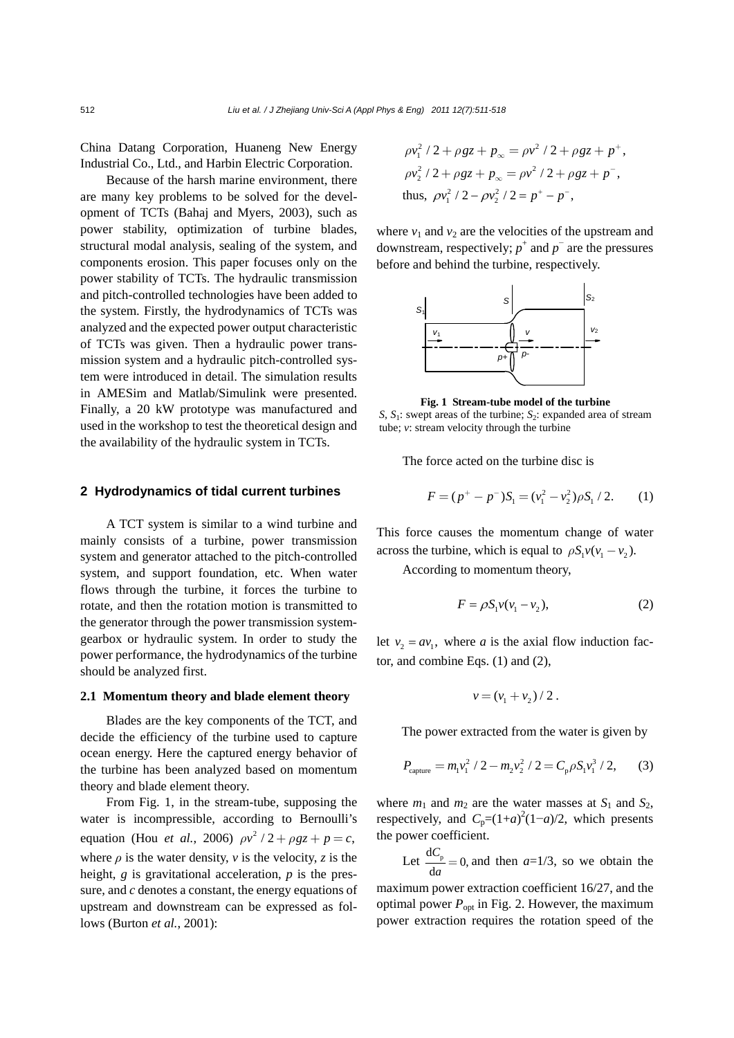China Datang Corporation, Huaneng New Energy Industrial Co., Ltd., and Harbin Electric Corporation.

Because of the harsh marine environment, there are many key problems to be solved for the development of TCTs (Bahaj and Myers, 2003), such as power stability, optimization of turbine blades, structural modal analysis, sealing of the system, and components erosion. This paper focuses only on the power stability of TCTs. The hydraulic transmission and pitch-controlled technologies have been added to the system. Firstly, the hydrodynamics of TCTs was analyzed and the expected power output characteristic of TCTs was given. Then a hydraulic power transmission system and a hydraulic pitch-controlled system were introduced in detail. The simulation results in AMESim and Matlab/Simulink were presented. Finally, a 20 kW prototype was manufactured and used in the workshop to test the theoretical design and the availability of the hydraulic system in TCTs.

## 2 Hydrodynamics of tidal current turbines

A TCT system is similar to a wind turbine and mainly consists of a turbine, power transmission system and generator attached to the pitch-controlled system, and support foundation, etc. When water flows through the turbine, it forces the turbine to rotate, and then the rotation motion is transmitted to the generator through the power transmission system-gearbox or hydraulic system. In order to study the power performance, the hydrodynamics of the turbine should be analyzed first.

### 2.1 Momentum theory and blade element theory

Blades are the key components of the TCT, and decide the efficiency of the turbine used to capture ocean energy. Here the captured energy behavior of the turbine has been analyzed based on momentum theory and blade element theory.

From Fig. 1, in the stream-tube, supposing the water is incompressible, according to Bernoulli's equation (Hou *et al.*, 2006) $\rho v^2/2+\rho gz+p=c$, where $\rho$ is the water density, $v$ is the velocity, $z$ is the height, $g$ is gravitational acceleration, $p$ is the pressure, and $c$ denotes a constant, the energy equations of upstream and downstream can be expressed as follows (Burton *et al.*, 2001):

$$\rho v_1^2/2+\rho gz+p_\infty=\rho v^2/2+\rho gz+p^+,$$
$$\rho v_2^2/2+\rho gz+p_\infty=\rho v^2/2+\rho gz+p^-,$$
$$\text{thus, } \rho v_1^2/2-\rho v_2^2/2=p^+-p^-,$$

where $v_1$ and $v_2$ are the velocities of the upstream and downstream, respectively; $p^+$ and $p^-$ are the pressures before and behind the turbine, respectively.

**Fig. 1 Stream-tube model of the turbine**
$S$, $S_1$: swept areas of the turbine; $S_2$: expanded area of stream tube; $v$: stream velocity through the turbine

The force acted on the turbine disc is

$$F=(p^+-p^-)S_1=(v_1^2-v_2^2)\rho S_1/2. \quad (1)$$

This force causes the momentum change of water across the turbine, which is equal to $\rho S_1 v(v_1-v_2)$.

According to momentum theory,

$$F=\rho S_1 v(v_1-v_2), \quad (2)$$

let $v_2=av_1$, where $a$ is the axial flow induction factor, and combine Eqs. (1) and (2),

$$v=(v_1+v_2)/2.$$

The power extracted from the water is given by

$$P_{\text{capture}}=m_1v_1^2/2-m_2v_2^2/2=C_\text{p}\rho S_1 v_1^3/2, \quad (3)$$

where $m_1$ and $m_2$ are the water masses at $S_1$ and $S_2$, respectively, and $C_\text{p}=(1+a)^2(1-a)/2$, which presents the power coefficient.

Let $\frac{\mathrm{d}C_\text{p}}{\mathrm{d}a}=0$, and then $a$=1/3, so we obtain the maximum power extraction coefficient 16/27, and the optimal power $P_\text{opt}$ in Fig. 2. However, the maximum power extraction requires the rotation speed of the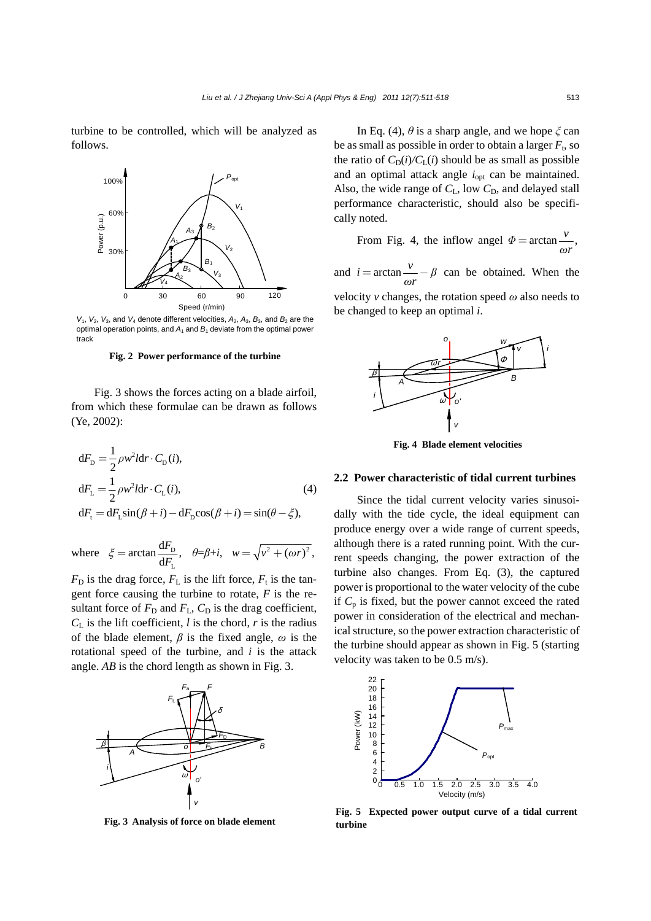turbine to be controlled, which will be analyzed as follows.

$V_1$, $V_2$, $V_3$, and $V_4$ denote different velocities, $A_2$, $A_3$, $B_3$, and $B_2$ are the optimal operation points, and $A_1$ and $B_1$ deviate from the optimal power track

**Fig. 2 Power performance of the turbine**

Fig. 3 shows the forces acting on a blade airfoil, from which these formulae can be drawn as follows (Ye, 2002):

$$
\begin{aligned}
\mathrm{d}F_\mathrm{D} &= \frac{1}{2}\rho w^2 l \mathrm{d}r \cdot C_\mathrm{D}(i), \\
\mathrm{d}F_\mathrm{L} &= \frac{1}{2}\rho w^2 l \mathrm{d}r \cdot C_\mathrm{L}(i), \\
\mathrm{d}F_\mathrm{t} &= \mathrm{d}F_\mathrm{L}\sin(\beta+i) - \mathrm{d}F_\mathrm{D}\cos(\beta+i) = \sin(\theta-\xi),
\end{aligned}
\tag{4}
$$

where $\xi = \arctan\dfrac{\mathrm{d}F_\mathrm{D}}{\mathrm{d}F_\mathrm{L}}$, $\theta=\beta+i$, $w=\sqrt{v^2+(\omega r)^2}$,

$F_\mathrm{D}$ is the drag force, $F_\mathrm{L}$ is the lift force, $F_\mathrm{t}$ is the tangent force causing the turbine to rotate, $F$ is the resultant force of $F_\mathrm{D}$ and $F_\mathrm{L}$, $C_\mathrm{D}$ is the drag coefficient, $C_\mathrm{L}$ is the lift coefficient, $l$ is the chord, $r$ is the radius of the blade element, $\beta$ is the fixed angle, $\omega$ is the rotational speed of the turbine, and $i$ is the attack angle. $AB$ is the chord length as shown in Fig. 3.

**Fig. 3 Analysis of force on blade element**

In Eq. (4), $\theta$ is a sharp angle, and we hope $\xi$ can be as small as possible in order to obtain a larger $F_\mathrm{t}$, so the ratio of $C_\mathrm{D}(i)/C_\mathrm{L}(i)$ should be as small as possible and an optimal attack angle $i_\mathrm{opt}$ can be maintained. Also, the wide range of $C_\mathrm{L}$, low $C_\mathrm{D}$, and delayed stall performance characteristic, should also be specifically noted.

From Fig. 4, the inflow angel $\Phi = \arctan\dfrac{v}{\omega r}$, and $i = \arctan\dfrac{v}{\omega r} - \beta$ can be obtained. When the velocity $v$ changes, the rotation speed $\omega$ also needs to be changed to keep an optimal $i$.

**Fig. 4 Blade element velocities**

## 2.2 Power characteristic of tidal current turbines

Since the tidal current velocity varies sinusoidally with the tide cycle, the ideal equipment can produce energy over a wide range of current speeds, although there is a rated running point. With the current speeds changing, the power extraction of the turbine also changes. From Eq. (3), the captured power is proportional to the water velocity of the cube if $C_\mathrm{p}$ is fixed, but the power cannot exceed the rated power in consideration of the electrical and mechanical structure, so the power extraction characteristic of the turbine should appear as shown in Fig. 5 (starting velocity was taken to be 0.5 m/s).

**Fig. 5 Expected power output curve of a tidal current turbine**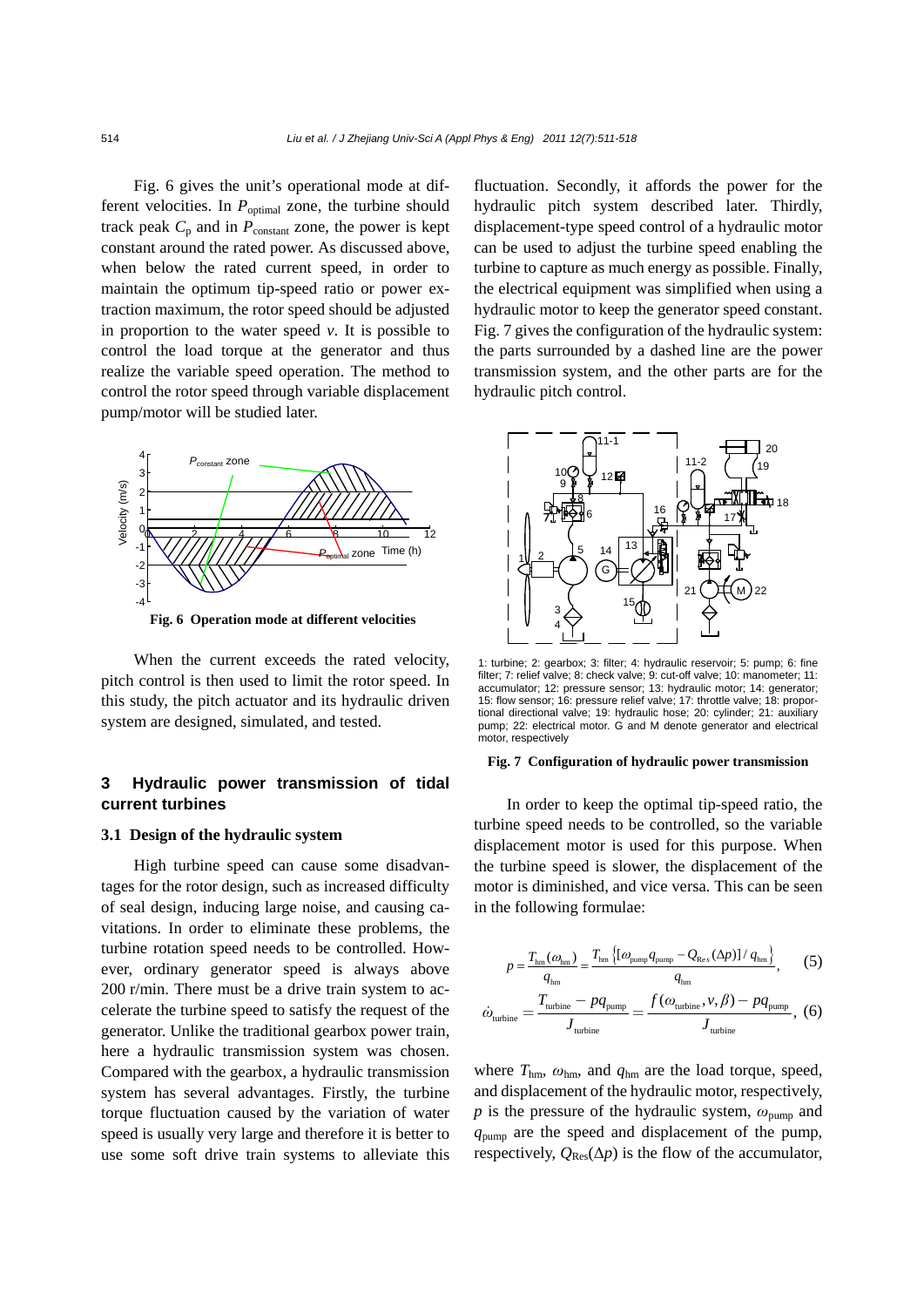Fig. 6 gives the unit's operational mode at different velocities. In $P_{\text{optimal}}$ zone, the turbine should track peak $C_p$ and in $P_{\text{constant}}$ zone, the power is kept constant around the rated power. As discussed above, when below the rated current speed, in order to maintain the optimum tip-speed ratio or power extraction maximum, the rotor speed should be adjusted in proportion to the water speed $v$. It is possible to control the load torque at the generator and thus realize the variable speed operation. The method to control the rotor speed through variable displacement pump/motor will be studied later.

**Fig. 6 Operation mode at different velocities**

When the current exceeds the rated velocity, pitch control is then used to limit the rotor speed. In this study, the pitch actuator and its hydraulic driven system are designed, simulated, and tested.

## 3 Hydraulic power transmission of tidal current turbines

### 3.1 Design of the hydraulic system

High turbine speed can cause some disadvantages for the rotor design, such as increased difficulty of seal design, inducing large noise, and causing cavitations. In order to eliminate these problems, the turbine rotation speed needs to be controlled. However, ordinary generator speed is always above 200 r/min. There must be a drive train system to accelerate the turbine speed to satisfy the request of the generator. Unlike the traditional gearbox power train, here a hydraulic transmission system was chosen. Compared with the gearbox, a hydraulic transmission system has several advantages. Firstly, the turbine torque fluctuation caused by the variation of water speed is usually very large and therefore it is better to use some soft drive train systems to alleviate this fluctuation. Secondly, it affords the power for the hydraulic pitch system described later. Thirdly, displacement-type speed control of a hydraulic motor can be used to adjust the turbine speed enabling the turbine to capture as much energy as possible. Finally, the electrical equipment was simplified when using a hydraulic motor to keep the generator speed constant. Fig. 7 gives the configuration of the hydraulic system: the parts surrounded by a dashed line are the power transmission system, and the other parts are for the hydraulic pitch control.

1: turbine; 2: gearbox; 3: filter; 4: hydraulic reservoir; 5: pump; 6: fine filter; 7: relief valve; 8: check valve; 9: cut-off valve; 10: manometer; 11: accumulator; 12: pressure sensor; 13: hydraulic motor; 14: generator; 15: flow sensor; 16: pressure relief valve; 17: throttle valve; 18: proportional directional valve; 19: hydraulic hose; 20: cylinder; 21: auxiliary pump; 22: electrical motor. G and M denote generator and electrical motor, respectively

**Fig. 7 Configuration of hydraulic power transmission**

In order to keep the optimal tip-speed ratio, the turbine speed needs to be controlled, so the variable displacement motor is used for this purpose. When the turbine speed is slower, the displacement of the motor is diminished, and vice versa. This can be seen in the following formulae:

$$p = \frac{T_{\text{hm}}(\omega_{\text{hm}})}{q_{\text{hm}}} = \frac{T_{\text{hm}}\left\{[\omega_{\text{pump}} q_{\text{pump}} - Q_{\text{Res}}(\Delta p)]/q_{\text{hm}}\right\}}{q_{\text{hm}}}, \quad (5)$$

$$\dot{\omega}_{\text{turbine}} = \frac{T_{\text{turbine}} - p q_{\text{pump}}}{J_{\text{turbine}}} = \frac{f(\omega_{\text{turbine}}, v, \beta) - p q_{\text{pump}}}{J_{\text{turbine}}}, \quad (6)$$

where $T_{\text{hm}}$, $\omega_{\text{hm}}$, and $q_{\text{hm}}$ are the load torque, speed, and displacement of the hydraulic motor, respectively, $p$ is the pressure of the hydraulic system, $\omega_{\text{pump}}$ and $q_{\text{pump}}$ are the speed and displacement of the pump, respectively, $Q_{\text{Res}}(\Delta p)$ is the flow of the accumulator,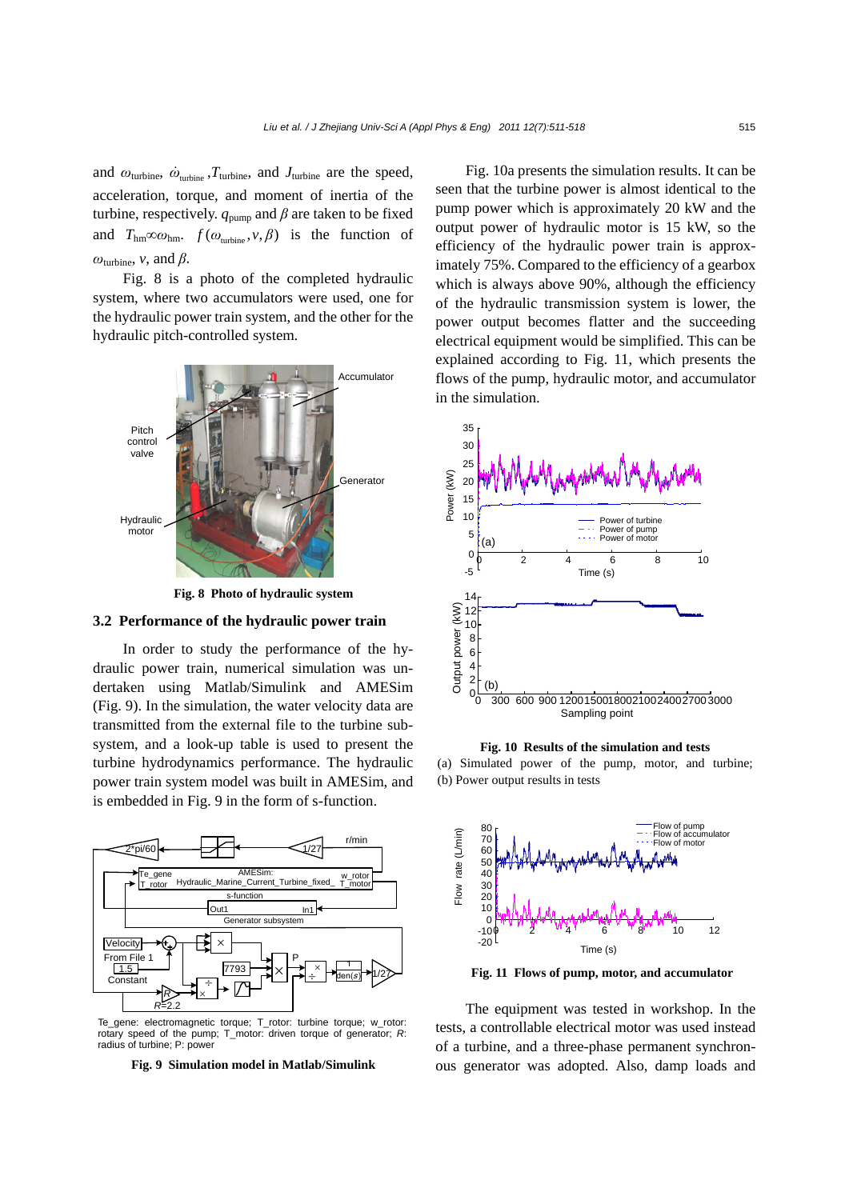and $\omega_{turbine}$, $\dot{\omega}_{turbine}$, $T_{turbine}$, and $J_{turbine}$ are the speed, acceleration, torque, and moment of inertia of the turbine, respectively. $q_{pump}$ and $\beta$ are taken to be fixed and $T_{hm} \propto \omega_{hm}$. $f(\omega_{turbine}, v, \beta)$ is the function of $\omega_{turbine}$, $v$, and $\beta$.

Fig. 8 is a photo of the completed hydraulic system, where two accumulators were used, one for the hydraulic power train system, and the other for the hydraulic pitch-controlled system.

**Fig. 8 Photo of hydraulic system**

### 3.2 Performance of the hydraulic power train

In order to study the performance of the hydraulic power train, numerical simulation was undertaken using Matlab/Simulink and AMESim (Fig. 9). In the simulation, the water velocity data are transmitted from the external file to the turbine subsystem, and a look-up table is used to present the turbine hydrodynamics performance. The hydraulic power train system model was built in AMESim, and is embedded in Fig. 9 in the form of s-function.

Te_gene: electromagnetic torque; T_rotor: turbine torque; w_rotor: rotary speed of the pump; T_motor: driven torque of generator; $R$: radius of turbine; P: power

**Fig. 9 Simulation model in Matlab/Simulink**

Fig. 10a presents the simulation results. It can be seen that the turbine power is almost identical to the pump power which is approximately 20 kW and the output power of hydraulic motor is 15 kW, so the efficiency of the hydraulic power train is approximately 75%. Compared to the efficiency of a gearbox which is always above 90%, although the efficiency of the hydraulic transmission system is lower, the power output becomes flatter and the succeeding electrical equipment would be simplified. This can be explained according to Fig. 11, which presents the flows of the pump, hydraulic motor, and accumulator in the simulation.

**Fig. 10 Results of the simulation and tests**

(a) Simulated power of the pump, motor, and turbine; (b) Power output results in tests

**Fig. 11 Flows of pump, motor, and accumulator**

The equipment was tested in workshop. In the tests, a controllable electrical motor was used instead of a turbine, and a three-phase permanent synchronous generator was adopted. Also, damp loads and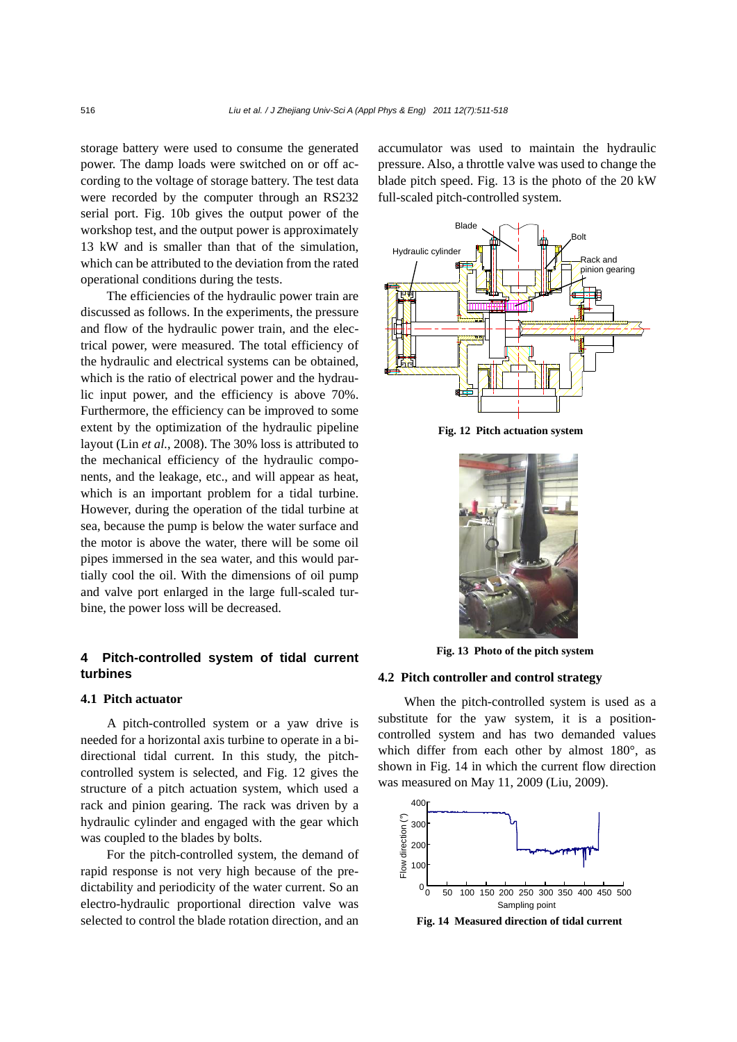storage battery were used to consume the generated power. The damp loads were switched on or off according to the voltage of storage battery. The test data were recorded by the computer through an RS232 serial port. Fig. 10b gives the output power of the workshop test, and the output power is approximately 13 kW and is smaller than that of the simulation, which can be attributed to the deviation from the rated operational conditions during the tests.

The efficiencies of the hydraulic power train are discussed as follows. In the experiments, the pressure and flow of the hydraulic power train, and the electrical power, were measured. The total efficiency of the hydraulic and electrical systems can be obtained, which is the ratio of electrical power and the hydraulic input power, and the efficiency is above 70%. Furthermore, the efficiency can be improved to some extent by the optimization of the hydraulic pipeline layout (Lin *et al.*, 2008). The 30% loss is attributed to the mechanical efficiency of the hydraulic components, and the leakage, etc., and will appear as heat, which is an important problem for a tidal turbine. However, during the operation of the tidal turbine at sea, because the pump is below the water surface and the motor is above the water, there will be some oil pipes immersed in the sea water, and this would partially cool the oil. With the dimensions of oil pump and valve port enlarged in the large full-scaled turbine, the power loss will be decreased.

## 4 Pitch-controlled system of tidal current turbines

### 4.1 Pitch actuator

A pitch-controlled system or a yaw drive is needed for a horizontal axis turbine to operate in a bidirectional tidal current. In this study, the pitch-controlled system is selected, and Fig. 12 gives the structure of a pitch actuation system, which used a rack and pinion gearing. The rack was driven by a hydraulic cylinder and engaged with the gear which was coupled to the blades by bolts.

For the pitch-controlled system, the demand of rapid response is not very high because of the predictability and periodicity of the water current. So an electro-hydraulic proportional direction valve was selected to control the blade rotation direction, and an accumulator was used to maintain the hydraulic pressure. Also, a throttle valve was used to change the blade pitch speed. Fig. 13 is the photo of the 20 kW full-scaled pitch-controlled system.

**Fig. 12 Pitch actuation system**

**Fig. 13 Photo of the pitch system**

### 4.2 Pitch controller and control strategy

When the pitch-controlled system is used as a substitute for the yaw system, it is a position-controlled system and has two demanded values which differ from each other by almost 180°, as shown in Fig. 14 in which the current flow direction was measured on May 11, 2009 (Liu, 2009).

**Fig. 14 Measured direction of tidal current**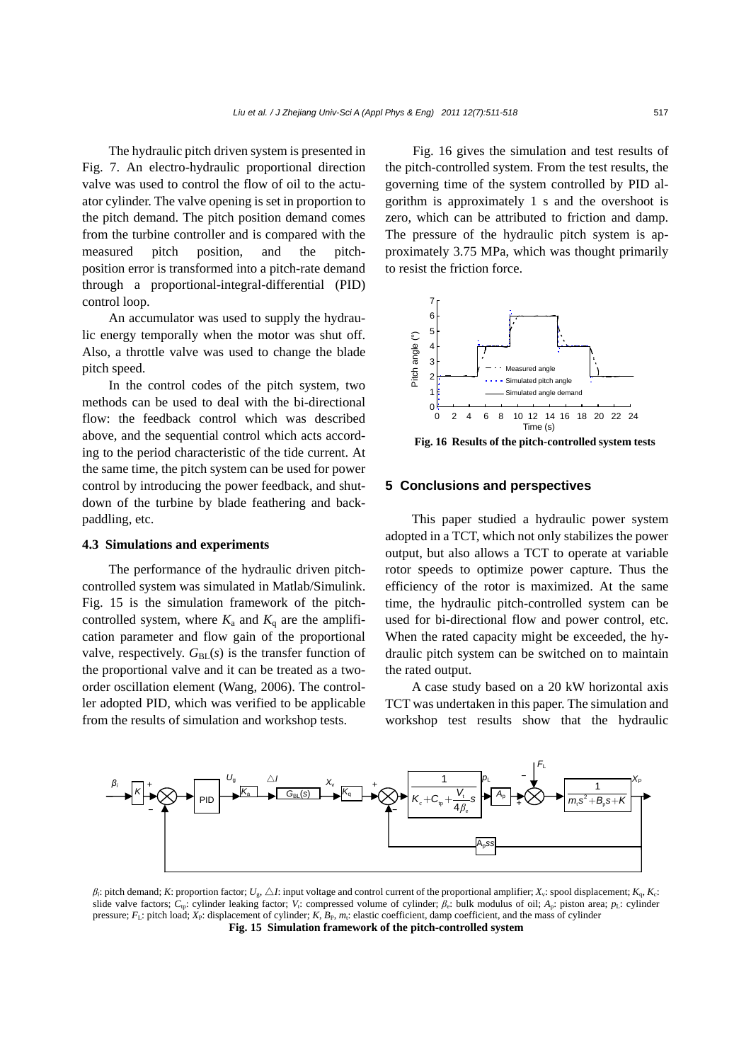The hydraulic pitch driven system is presented in Fig. 7. An electro-hydraulic proportional direction valve was used to control the flow of oil to the actuator cylinder. The valve opening is set in proportion to the pitch demand. The pitch position demand comes from the turbine controller and is compared with the measured pitch position, and the pitch-position error is transformed into a pitch-rate demand through a proportional-integral-differential (PID) control loop.

An accumulator was used to supply the hydraulic energy temporally when the motor was shut off. Also, a throttle valve was used to change the blade pitch speed.

In the control codes of the pitch system, two methods can be used to deal with the bi-directional flow: the feedback control which was described above, and the sequential control which acts according to the period characteristic of the tide current. At the same time, the pitch system can be used for power control by introducing the power feedback, and shutdown of the turbine by blade feathering and back-paddling, etc.

### 4.3 Simulations and experiments

The performance of the hydraulic driven pitch-controlled system was simulated in Matlab/Simulink. Fig. 15 is the simulation framework of the pitch-controlled system, where $K_a$ and $K_q$ are the amplification parameter and flow gain of the proportional valve, respectively. $G_{BL}(s)$ is the transfer function of the proportional valve and it can be treated as a two-order oscillation element (Wang, 2006). The controller adopted PID, which was verified to be applicable from the results of simulation and workshop tests.

Fig. 16 gives the simulation and test results of the pitch-controlled system. From the test results, the governing time of the system controlled by PID algorithm is approximately 1 s and the overshoot is zero, which can be attributed to friction and damp. The pressure of the hydraulic pitch system is approximately 3.75 MPa, which was thought primarily to resist the friction force.

**Fig. 16 Results of the pitch-controlled system tests**

## 5 Conclusions and perspectives

This paper studied a hydraulic power system adopted in a TCT, which not only stabilizes the power output, but also allows a TCT to operate at variable rotor speeds to optimize power capture. Thus the efficiency of the rotor is maximized. At the same time, the hydraulic pitch-controlled system can be used for bi-directional flow and power control, etc. When the rated capacity might be exceeded, the hydraulic pitch system can be switched on to maintain the rated output.

A case study based on a 20 kW horizontal axis TCT was undertaken in this paper. The simulation and workshop test results show that the hydraulic

$\beta_i$: pitch demand; $K$: proportion factor; $U_g$, $\triangle I$: input voltage and control current of the proportional amplifier; $X_v$: spool displacement; $K_q$, $K_c$: slide valve factors; $C_{tp}$: cylinder leaking factor; $V_t$: compressed volume of cylinder; $\beta_e$: bulk modulus of oil; $A_p$: piston area; $p_L$: cylinder pressure; $F_L$: pitch load; $X_P$: displacement of cylinder; $K$, $B_P$, $m_t$: elastic coefficient, damp coefficient, and the mass of cylinder

**Fig. 15 Simulation framework of the pitch-controlled system**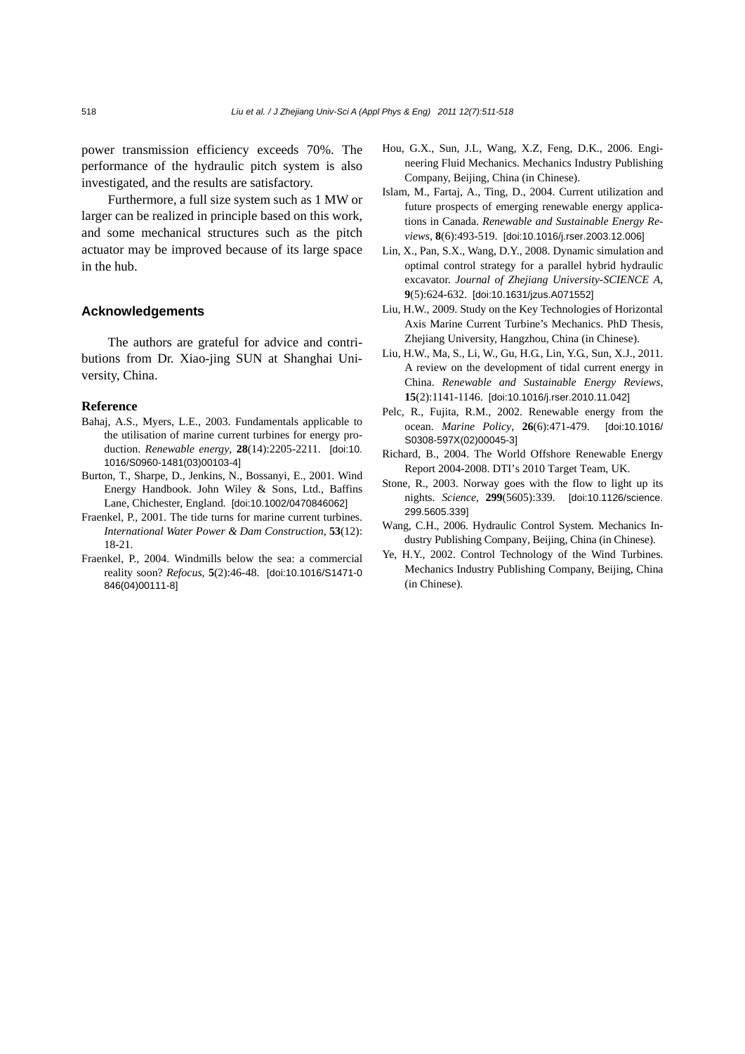power transmission efficiency exceeds 70%. The performance of the hydraulic pitch system is also investigated, and the results are satisfactory.

Furthermore, a full size system such as 1 MW or larger can be realized in principle based on this work, and some mechanical structures such as the pitch actuator may be improved because of its large space in the hub.

## Acknowledgements

The authors are grateful for advice and contributions from Dr. Xiao-jing SUN at Shanghai University, China.

## Reference

Bahaj, A.S., Myers, L.E., 2003. Fundamentals applicable to the utilisation of marine current turbines for energy production. *Renewable energy*, **28**(14):2205-2211. [doi:10.1016/S0960-1481(03)00103-4]

Burton, T., Sharpe, D., Jenkins, N., Bossanyi, E., 2001. Wind Energy Handbook. John Wiley & Sons, Ltd., Baffins Lane, Chichester, England. [doi:10.1002/0470846062]

Fraenkel, P., 2001. The tide turns for marine current turbines. *International Water Power & Dam Construction*, **53**(12):18-21.

Fraenkel, P., 2004. Windmills below the sea: a commercial reality soon? *Refocus*, **5**(2):46-48. [doi:10.1016/S1471-0846(04)00111-8]

Hou, G.X., Sun, J.L, Wang, X.Z, Feng, D.K., 2006. Engineering Fluid Mechanics. Mechanics Industry Publishing Company, Beijing, China (in Chinese).

Islam, M., Fartaj, A., Ting, D., 2004. Current utilization and future prospects of emerging renewable energy applications in Canada. *Renewable and Sustainable Energy Reviews*, **8**(6):493-519. [doi:10.1016/j.rser.2003.12.006]

Lin, X., Pan, S.X., Wang, D.Y., 2008. Dynamic simulation and optimal control strategy for a parallel hybrid hydraulic excavator. *Journal of Zhejiang University-SCIENCE A*, **9**(5):624-632. [doi:10.1631/jzus.A071552]

Liu, H.W., 2009. Study on the Key Technologies of Horizontal Axis Marine Current Turbine's Mechanics. PhD Thesis, Zhejiang University, Hangzhou, China (in Chinese).

Liu, H.W., Ma, S., Li, W., Gu, H.G., Lin, Y.G., Sun, X.J., 2011. A review on the development of tidal current energy in China. *Renewable and Sustainable Energy Reviews*, **15**(2):1141-1146. [doi:10.1016/j.rser.2010.11.042]

Pelc, R., Fujita, R.M., 2002. Renewable energy from the ocean. *Marine Policy*, **26**(6):471-479. [doi:10.1016/S0308-597X(02)00045-3]

Richard, B., 2004. The World Offshore Renewable Energy Report 2004-2008. DTI's 2010 Target Team, UK.

Stone, R., 2003. Norway goes with the flow to light up its nights. *Science*, **299**(5605):339. [doi:10.1126/science.299.5605.339]

Wang, C.H., 2006. Hydraulic Control System. Mechanics Industry Publishing Company, Beijing, China (in Chinese).

Ye, H.Y., 2002. Control Technology of the Wind Turbines. Mechanics Industry Publishing Company, Beijing, China (in Chinese).